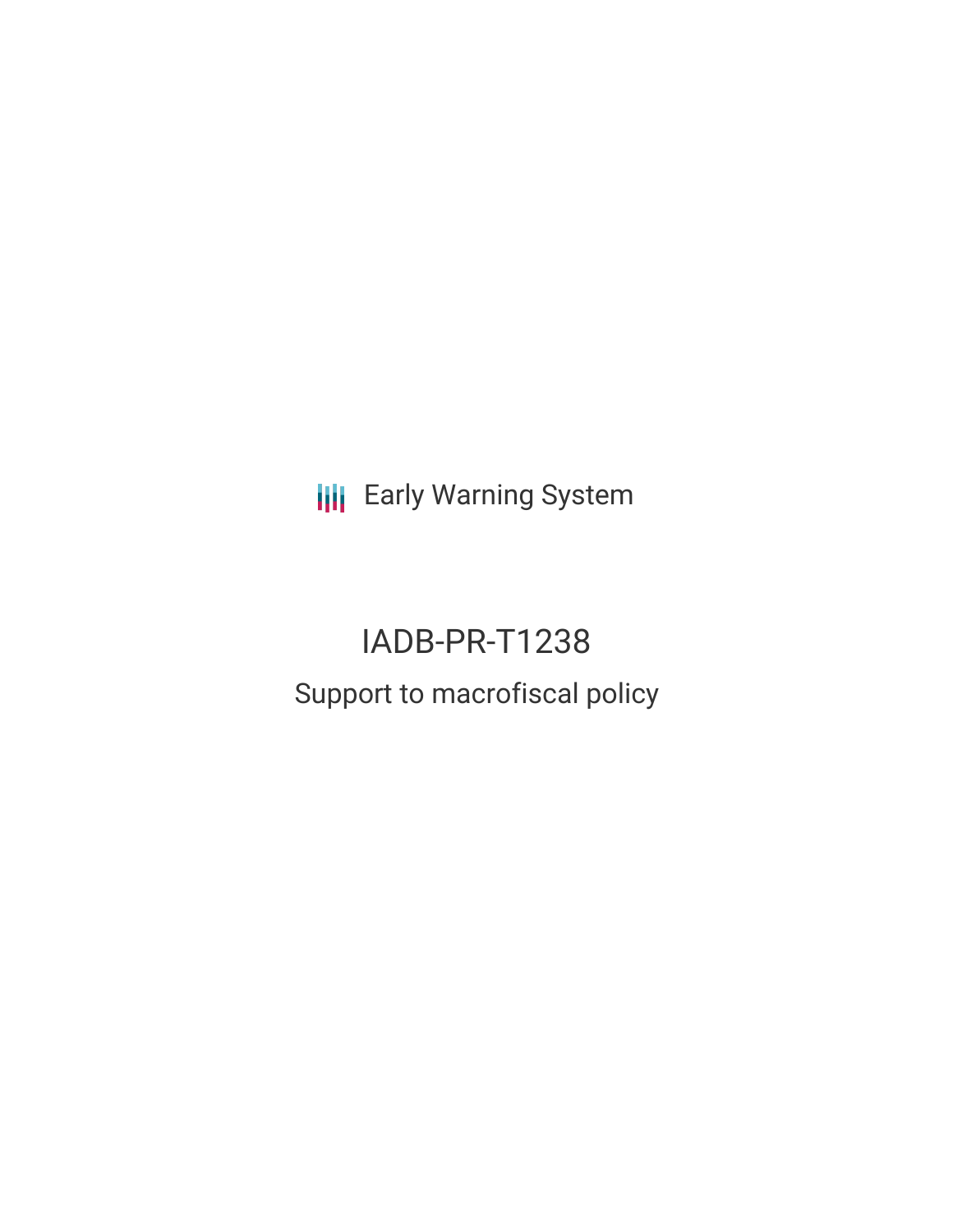Early Warning System

# IADB-PR-T1238

## Support to macrofiscal policy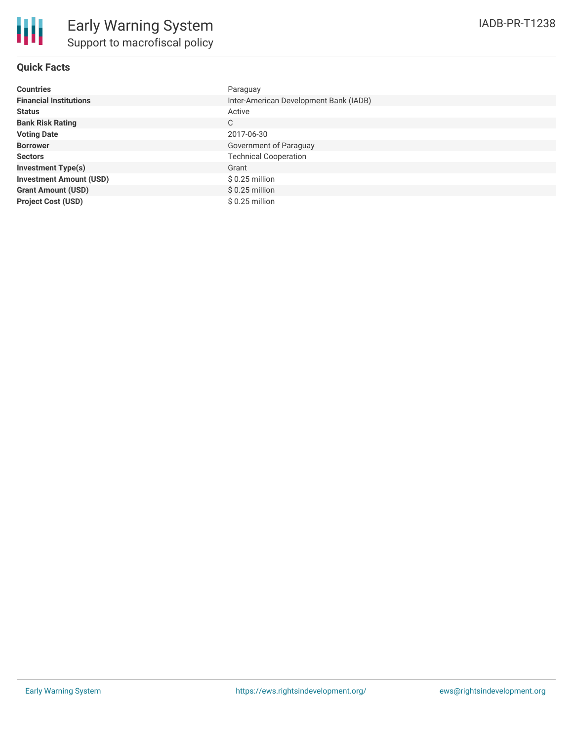# Early Warning System

## Support to macrofiscal policy

IADB-PR-T1238

### Quick Facts

| | |
|---|---|
| **Countries** | Paraguay |
| **Financial Institutions** | Inter-American Development Bank (IADB) |
| **Status** | Active |
| **Bank Risk Rating** | C |
| **Voting Date** | 2017-06-30 |
| **Borrower** | Government of Paraguay |
| **Sectors** | Technical Cooperation |
| **Investment Type(s)** | Grant |
| **Investment Amount (USD)** | $ 0.25 million |
| **Grant Amount (USD)** | $ 0.25 million |
| **Project Cost (USD)** | $ 0.25 million |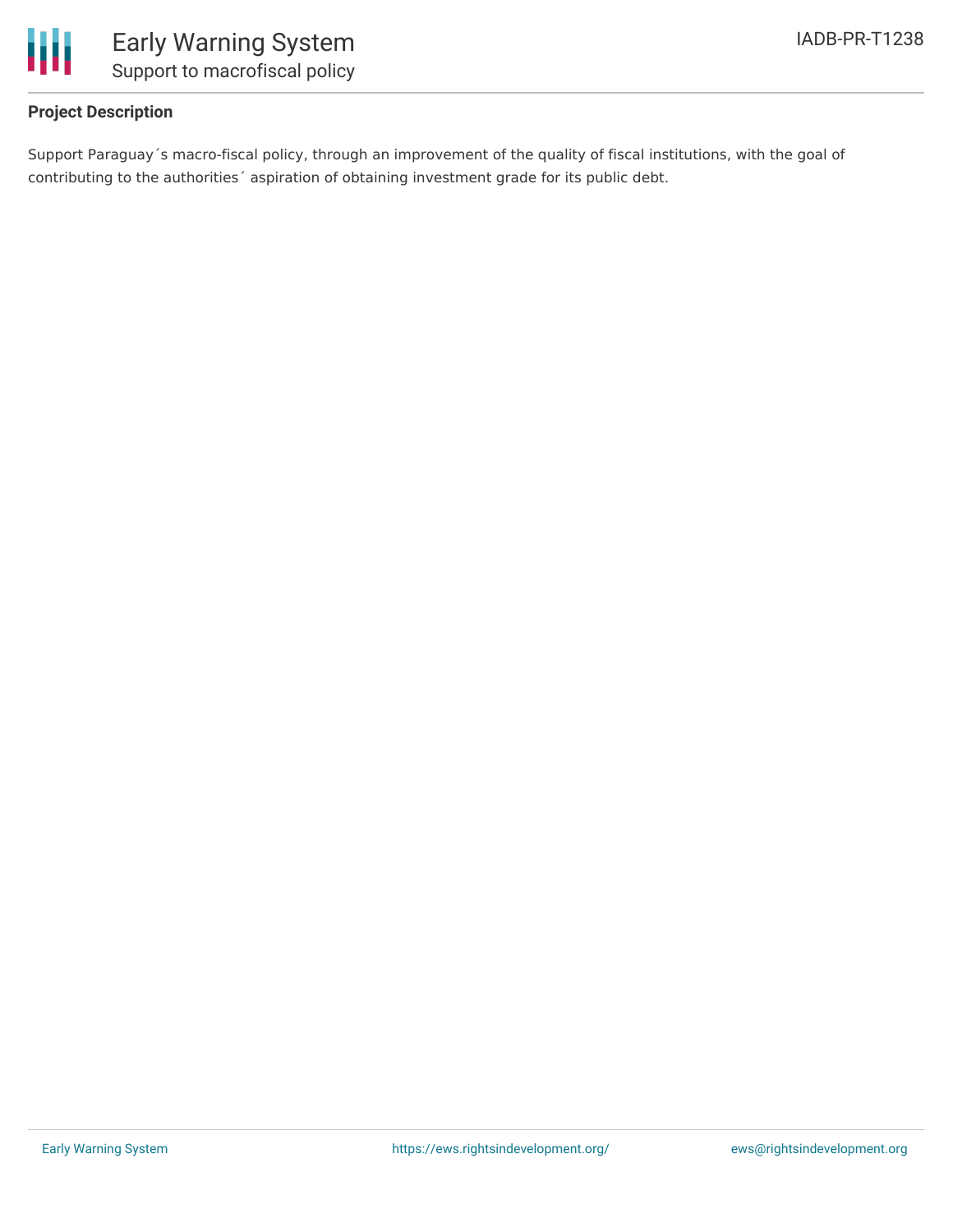**Project Description**

Support Paraguay´s macro-fiscal policy, through an improvement of the quality of fiscal institutions, with the goal of contributing to the authorities´ aspiration of obtaining investment grade for its public debt.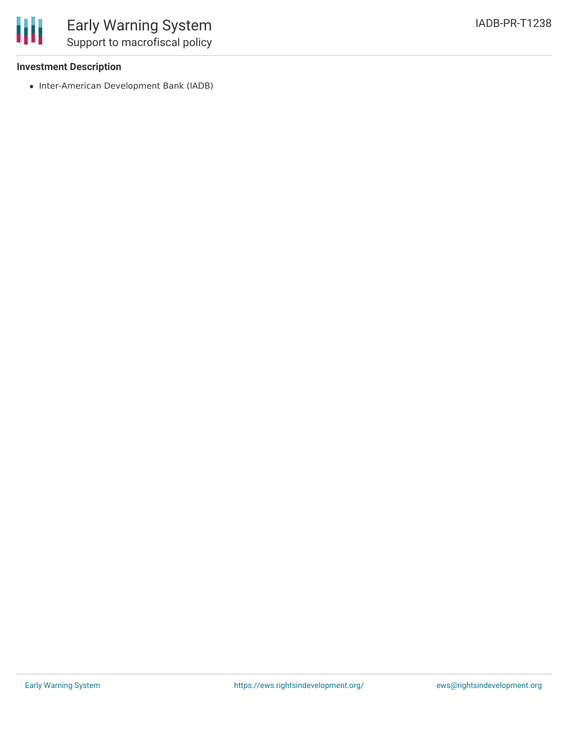### Investment Description

- Inter-American Development Bank (IADB)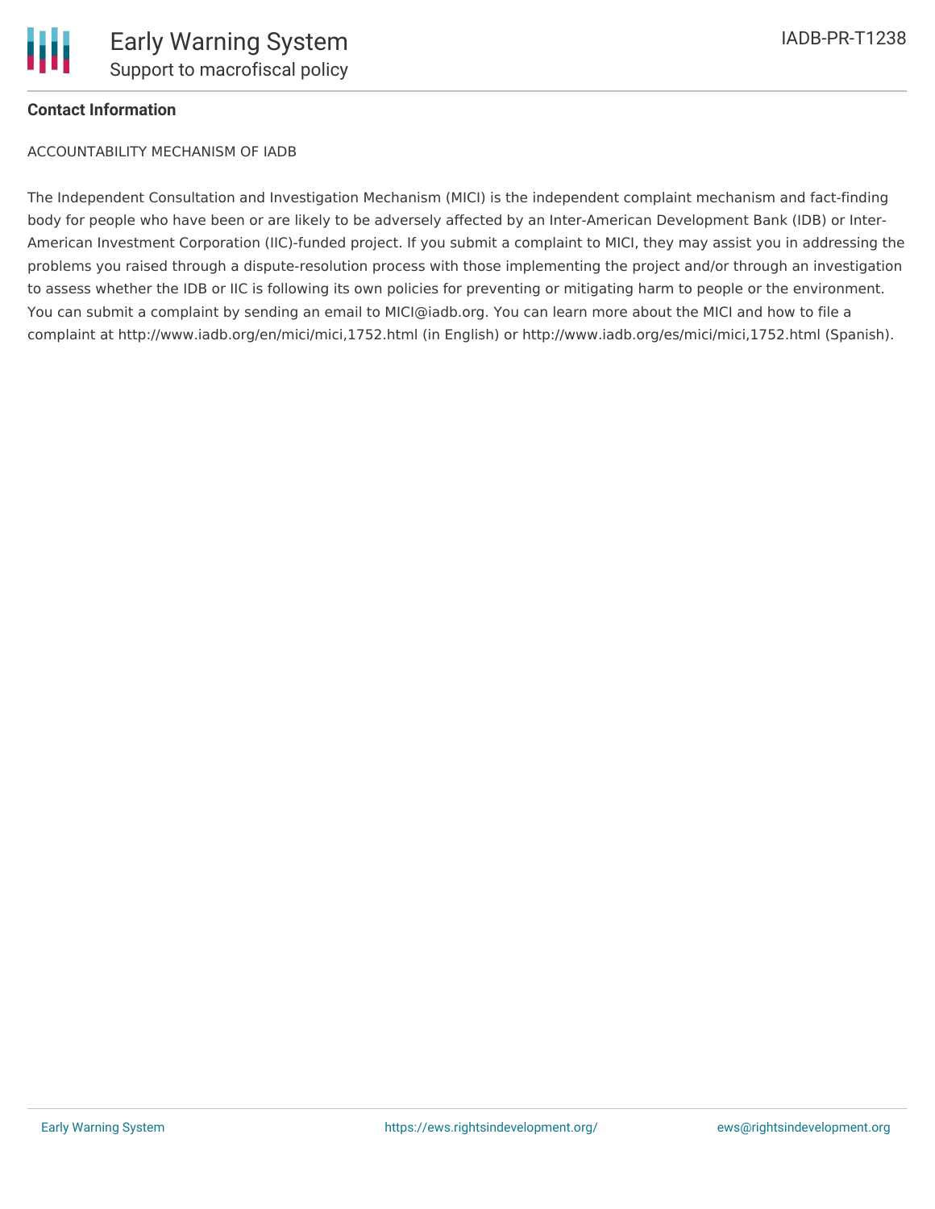**Contact Information**

ACCOUNTABILITY MECHANISM OF IADB

The Independent Consultation and Investigation Mechanism (MICI) is the independent complaint mechanism and fact-finding body for people who have been or are likely to be adversely affected by an Inter-American Development Bank (IDB) or Inter-American Investment Corporation (IIC)-funded project. If you submit a complaint to MICI, they may assist you in addressing the problems you raised through a dispute-resolution process with those implementing the project and/or through an investigation to assess whether the IDB or IIC is following its own policies for preventing or mitigating harm to people or the environment. You can submit a complaint by sending an email to MICI@iadb.org. You can learn more about the MICI and how to file a complaint at http://www.iadb.org/en/mici/mici,1752.html (in English) or http://www.iadb.org/es/mici/mici,1752.html (Spanish).